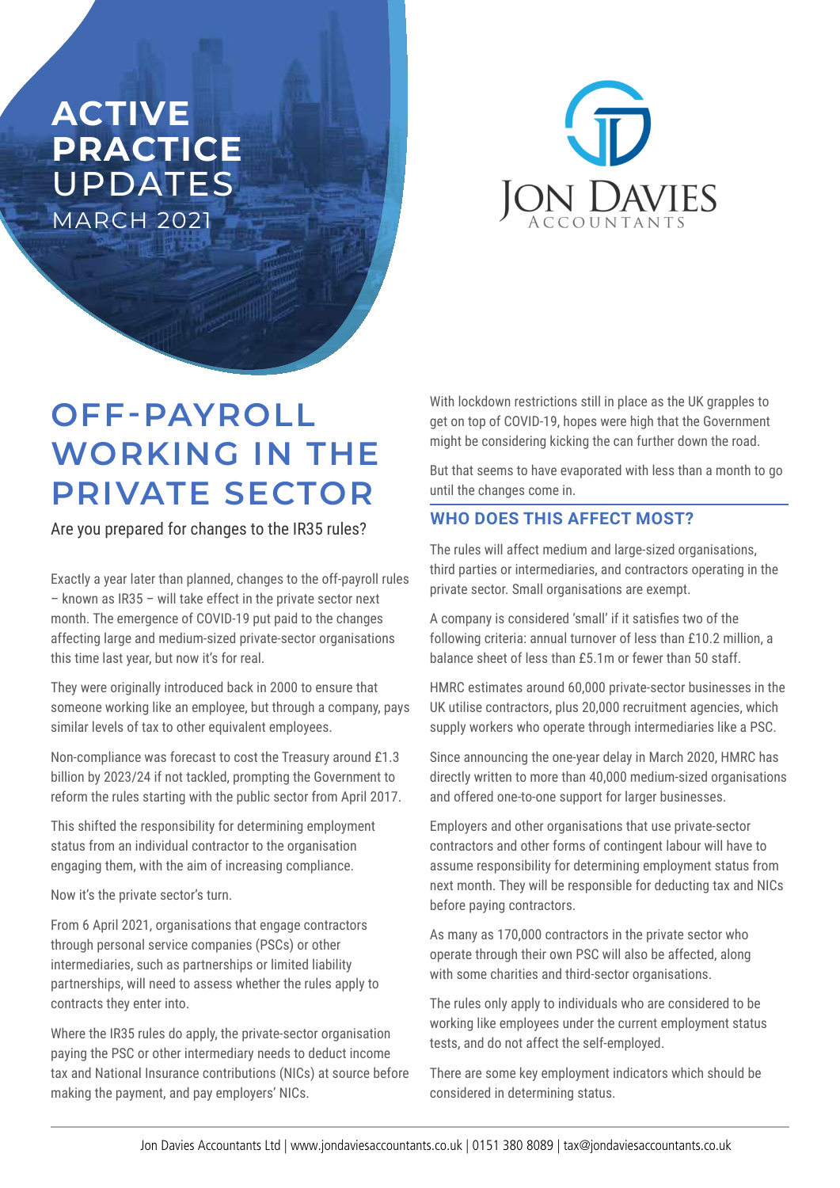# ACTIVE PRACTICE UPDATES

MARCH 2021

JON DAVIES ACCOUNTANTS

# OFF-PAYROLL WORKING IN THE PRIVATE SECTOR

Are you prepared for changes to the IR35 rules?

Exactly a year later than planned, changes to the off-payroll rules – known as IR35 – will take effect in the private sector next month. The emergence of COVID-19 put paid to the changes affecting large and medium-sized private-sector organisations this time last year, but now it's for real.

They were originally introduced back in 2000 to ensure that someone working like an employee, but through a company, pays similar levels of tax to other equivalent employees.

Non-compliance was forecast to cost the Treasury around £1.3 billion by 2023/24 if not tackled, prompting the Government to reform the rules starting with the public sector from April 2017.

This shifted the responsibility for determining employment status from an individual contractor to the organisation engaging them, with the aim of increasing compliance.

Now it's the private sector's turn.

From 6 April 2021, organisations that engage contractors through personal service companies (PSCs) or other intermediaries, such as partnerships or limited liability partnerships, will need to assess whether the rules apply to contracts they enter into.

Where the IR35 rules do apply, the private-sector organisation paying the PSC or other intermediary needs to deduct income tax and National Insurance contributions (NICs) at source before making the payment, and pay employers' NICs.

With lockdown restrictions still in place as the UK grapples to get on top of COVID-19, hopes were high that the Government might be considering kicking the can further down the road.

But that seems to have evaporated with less than a month to go until the changes come in.

## WHO DOES THIS AFFECT MOST?

The rules will affect medium and large-sized organisations, third parties or intermediaries, and contractors operating in the private sector. Small organisations are exempt.

A company is considered 'small' if it satisfies two of the following criteria: annual turnover of less than £10.2 million, a balance sheet of less than £5.1m or fewer than 50 staff.

HMRC estimates around 60,000 private-sector businesses in the UK utilise contractors, plus 20,000 recruitment agencies, which supply workers who operate through intermediaries like a PSC.

Since announcing the one-year delay in March 2020, HMRC has directly written to more than 40,000 medium-sized organisations and offered one-to-one support for larger businesses.

Employers and other organisations that use private-sector contractors and other forms of contingent labour will have to assume responsibility for determining employment status from next month. They will be responsible for deducting tax and NICs before paying contractors.

As many as 170,000 contractors in the private sector who operate through their own PSC will also be affected, along with some charities and third-sector organisations.

The rules only apply to individuals who are considered to be working like employees under the current employment status tests, and do not affect the self-employed.

There are some key employment indicators which should be considered in determining status.

Jon Davies Accountants Ltd | www.jondaviesaccountants.co.uk | 0151 380 8089 | tax@jondaviesaccountants.co.uk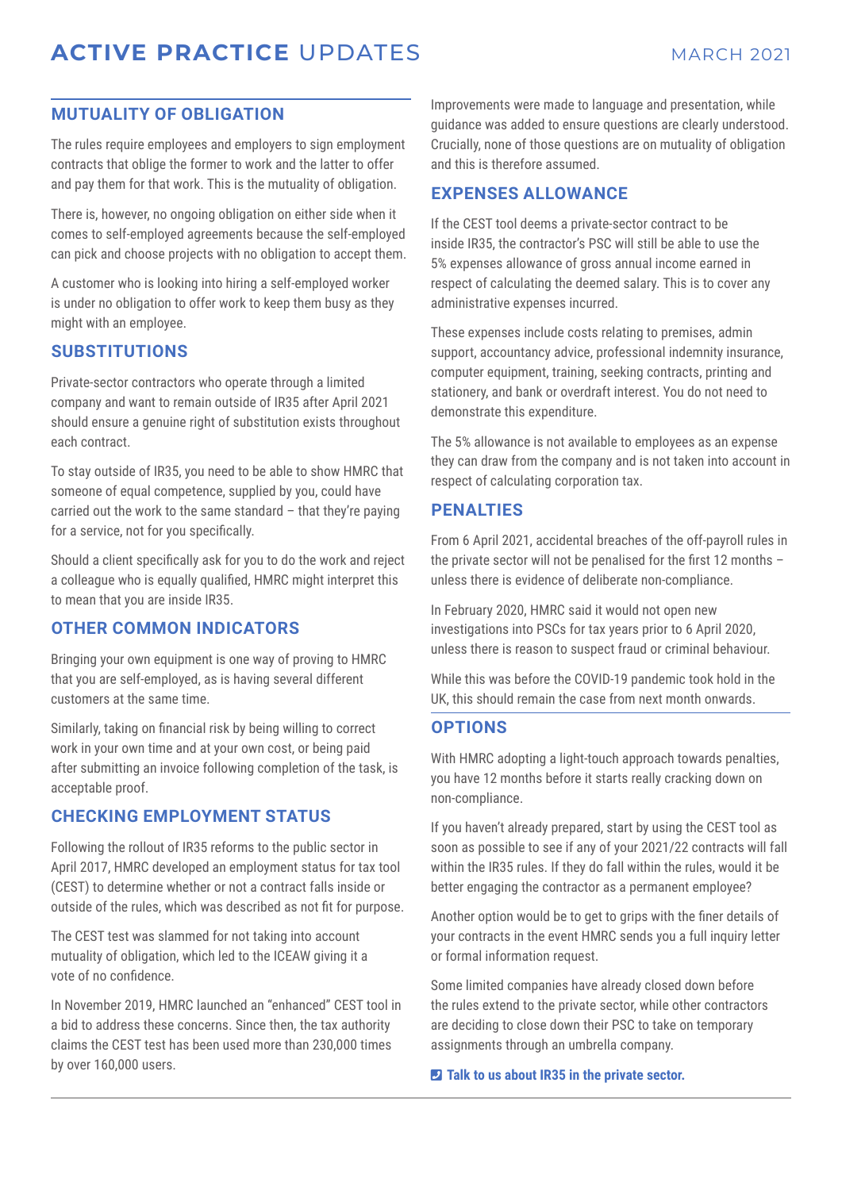## MUTUALITY OF OBLIGATION

The rules require employees and employers to sign employment contracts that oblige the former to work and the latter to offer and pay them for that work. This is the mutuality of obligation.

There is, however, no ongoing obligation on either side when it comes to self-employed agreements because the self-employed can pick and choose projects with no obligation to accept them.

A customer who is looking into hiring a self-employed worker is under no obligation to offer work to keep them busy as they might with an employee.

## SUBSTITUTIONS

Private-sector contractors who operate through a limited company and want to remain outside of IR35 after April 2021 should ensure a genuine right of substitution exists throughout each contract.

To stay outside of IR35, you need to be able to show HMRC that someone of equal competence, supplied by you, could have carried out the work to the same standard – that they're paying for a service, not for you specifically.

Should a client specifically ask for you to do the work and reject a colleague who is equally qualified, HMRC might interpret this to mean that you are inside IR35.

## OTHER COMMON INDICATORS

Bringing your own equipment is one way of proving to HMRC that you are self-employed, as is having several different customers at the same time.

Similarly, taking on financial risk by being willing to correct work in your own time and at your own cost, or being paid after submitting an invoice following completion of the task, is acceptable proof.

## CHECKING EMPLOYMENT STATUS

Following the rollout of IR35 reforms to the public sector in April 2017, HMRC developed an employment status for tax tool (CEST) to determine whether or not a contract falls inside or outside of the rules, which was described as not fit for purpose.

The CEST test was slammed for not taking into account mutuality of obligation, which led to the ICEAW giving it a vote of no confidence.

In November 2019, HMRC launched an "enhanced" CEST tool in a bid to address these concerns. Since then, the tax authority claims the CEST test has been used more than 230,000 times by over 160,000 users.

Improvements were made to language and presentation, while guidance was added to ensure questions are clearly understood. Crucially, none of those questions are on mutuality of obligation and this is therefore assumed.

## EXPENSES ALLOWANCE

If the CEST tool deems a private-sector contract to be inside IR35, the contractor's PSC will still be able to use the 5% expenses allowance of gross annual income earned in respect of calculating the deemed salary. This is to cover any administrative expenses incurred.

These expenses include costs relating to premises, admin support, accountancy advice, professional indemnity insurance, computer equipment, training, seeking contracts, printing and stationery, and bank or overdraft interest. You do not need to demonstrate this expenditure.

The 5% allowance is not available to employees as an expense they can draw from the company and is not taken into account in respect of calculating corporation tax.

## PENALTIES

From 6 April 2021, accidental breaches of the off-payroll rules in the private sector will not be penalised for the first 12 months – unless there is evidence of deliberate non-compliance.

In February 2020, HMRC said it would not open new investigations into PSCs for tax years prior to 6 April 2020, unless there is reason to suspect fraud or criminal behaviour.

While this was before the COVID-19 pandemic took hold in the UK, this should remain the case from next month onwards.

## OPTIONS

With HMRC adopting a light-touch approach towards penalties, you have 12 months before it starts really cracking down on non-compliance.

If you haven't already prepared, start by using the CEST tool as soon as possible to see if any of your 2021/22 contracts will fall within the IR35 rules. If they do fall within the rules, would it be better engaging the contractor as a permanent employee?

Another option would be to get to grips with the finer details of your contracts in the event HMRC sends you a full inquiry letter or formal information request.

Some limited companies have already closed down before the rules extend to the private sector, while other contractors are deciding to close down their PSC to take on temporary assignments through an umbrella company.

**Talk to us about IR35 in the private sector.**